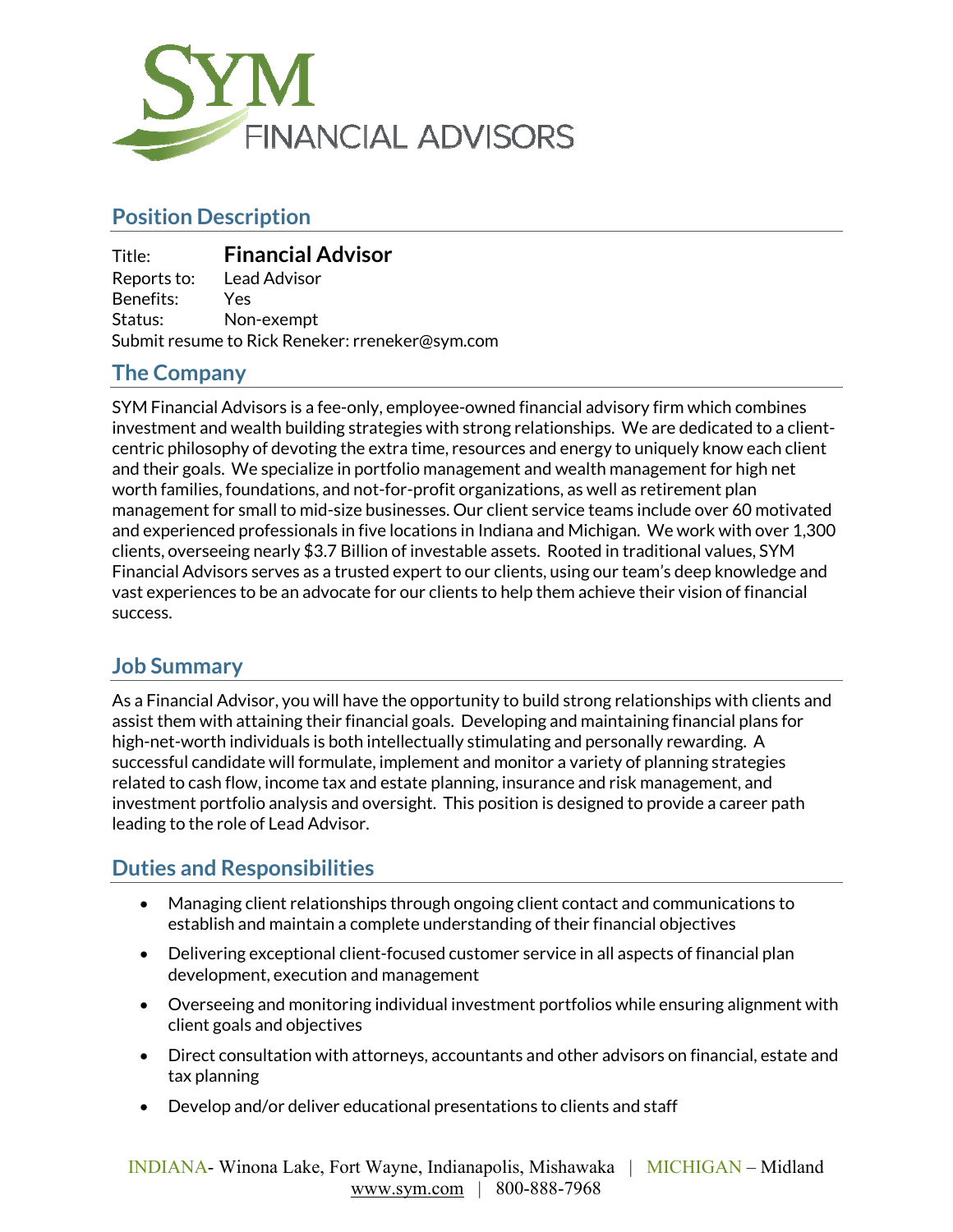SYM FINANCIAL ADVISORS

## Position Description

Title: **Financial Advisor**
Reports to: Lead Advisor
Benefits: Yes
Status: Non-exempt
Submit resume to Rick Reneker: rreneker@sym.com

## The Company

SYM Financial Advisors is a fee-only, employee-owned financial advisory firm which combines investment and wealth building strategies with strong relationships. We are dedicated to a client-centric philosophy of devoting the extra time, resources and energy to uniquely know each client and their goals. We specialize in portfolio management and wealth management for high net worth families, foundations, and not-for-profit organizations, as well as retirement plan management for small to mid-size businesses. Our client service teams include over 60 motivated and experienced professionals in five locations in Indiana and Michigan. We work with over 1,300 clients, overseeing nearly $3.7 Billion of investable assets. Rooted in traditional values, SYM Financial Advisors serves as a trusted expert to our clients, using our team's deep knowledge and vast experiences to be an advocate for our clients to help them achieve their vision of financial success.

## Job Summary

As a Financial Advisor, you will have the opportunity to build strong relationships with clients and assist them with attaining their financial goals. Developing and maintaining financial plans for high-net-worth individuals is both intellectually stimulating and personally rewarding. A successful candidate will formulate, implement and monitor a variety of planning strategies related to cash flow, income tax and estate planning, insurance and risk management, and investment portfolio analysis and oversight. This position is designed to provide a career path leading to the role of Lead Advisor.

## Duties and Responsibilities

- Managing client relationships through ongoing client contact and communications to establish and maintain a complete understanding of their financial objectives
- Delivering exceptional client-focused customer service in all aspects of financial plan development, execution and management
- Overseeing and monitoring individual investment portfolios while ensuring alignment with client goals and objectives
- Direct consultation with attorneys, accountants and other advisors on financial, estate and tax planning
- Develop and/or deliver educational presentations to clients and staff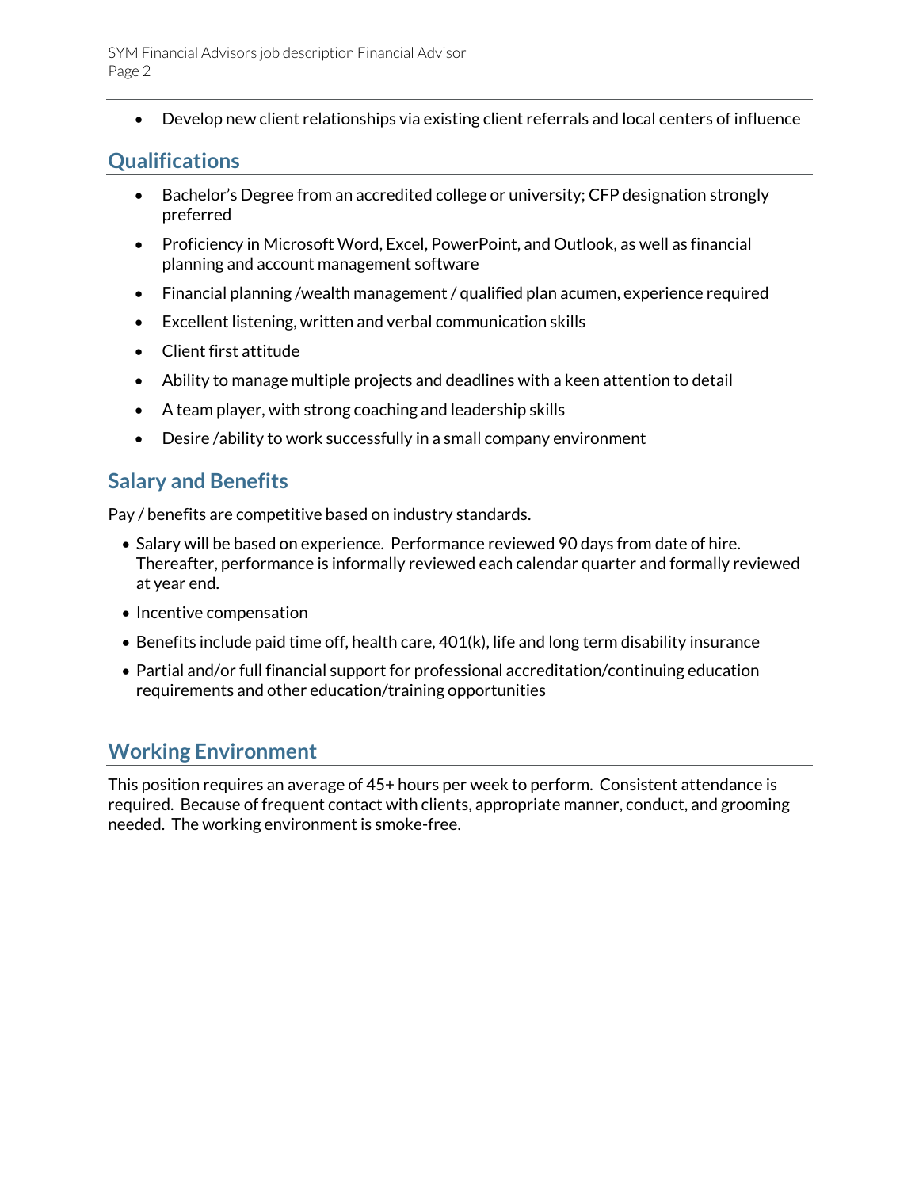- Develop new client relationships via existing client referrals and local centers of influence

## Qualifications

- Bachelor's Degree from an accredited college or university; CFP designation strongly preferred
- Proficiency in Microsoft Word, Excel, PowerPoint, and Outlook, as well as financial planning and account management software
- Financial planning /wealth management / qualified plan acumen, experience required
- Excellent listening, written and verbal communication skills
- Client first attitude
- Ability to manage multiple projects and deadlines with a keen attention to detail
- A team player, with strong coaching and leadership skills
- Desire /ability to work successfully in a small company environment

## Salary and Benefits

Pay / benefits are competitive based on industry standards.

- Salary will be based on experience. Performance reviewed 90 days from date of hire. Thereafter, performance is informally reviewed each calendar quarter and formally reviewed at year end.
- Incentive compensation
- Benefits include paid time off, health care, 401(k), life and long term disability insurance
- Partial and/or full financial support for professional accreditation/continuing education requirements and other education/training opportunities

## Working Environment

This position requires an average of 45+ hours per week to perform. Consistent attendance is required. Because of frequent contact with clients, appropriate manner, conduct, and grooming needed. The working environment is smoke-free.